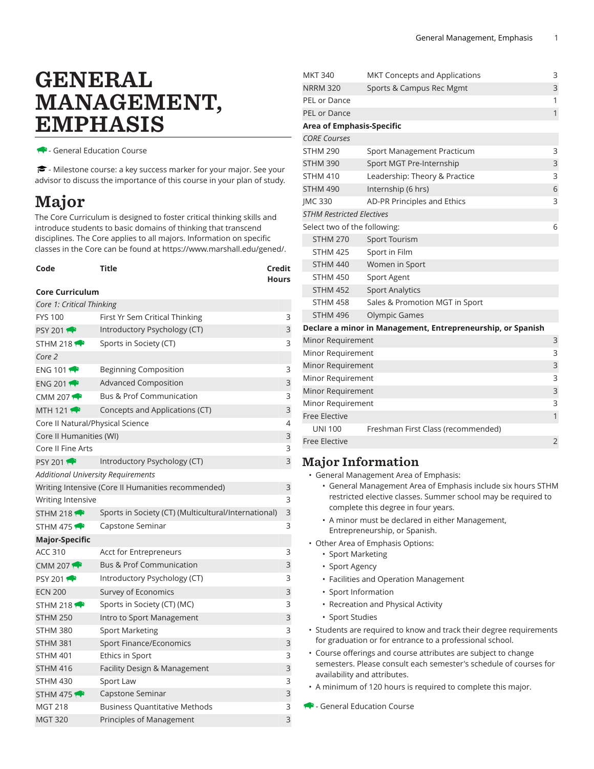# GENERAL MANAGEMENT, EMPHASIS

🐃 - General Education Course

🎓 - Milestone course: a key success marker for your major. See your advisor to discuss the importance of this course in your plan of study.

## Major

The Core Curriculum is designed to foster critical thinking skills and introduce students to basic domains of thinking that transcend disciplines. The Core applies to all majors. Information on specific classes in the Core can be found at https://www.marshall.edu/gened/.

| Code | Title | Credit Hours |
|---|---|---|
| **Core Curriculum** | | |
| *Core 1: Critical Thinking* | | |
| FYS 100 | First Yr Sem Critical Thinking | 3 |
| PSY 201 🐃 | Introductory Psychology (CT) | 3 |
| STHM 218 🐃 | Sports in Society (CT) | 3 |
| *Core 2* | | |
| ENG 101 🐃 | Beginning Composition | 3 |
| ENG 201 🐃 | Advanced Composition | 3 |
| CMM 207 🐃 | Bus & Prof Communication | 3 |
| MTH 121 🐃 | Concepts and Applications (CT) | 3 |
| Core II Natural/Physical Science | | 4 |
| Core II Humanities (WI) | | 3 |
| Core II Fine Arts | | 3 |
| PSY 201 🐃 | Introductory Psychology (CT) | 3 |
| *Additional University Requirements* | | |
| Writing Intensive (Core II Humanities recommended) | | 3 |
| Writing Intensive | | 3 |
| STHM 218 🐃 | Sports in Society (CT) (Multicultural/International) | 3 |
| STHM 475 🐃 | Capstone Seminar | 3 |
| **Major-Specific** | | |
| ACC 310 | Acct for Entrepreneurs | 3 |
| CMM 207 🐃 | Bus & Prof Communication | 3 |
| PSY 201 🐃 | Introductory Psychology (CT) | 3 |
| ECN 200 | Survey of Economics | 3 |
| STHM 218 🐃 | Sports in Society (CT) (MC) | 3 |
| STHM 250 | Intro to Sport Management | 3 |
| STHM 380 | Sport Marketing | 3 |
| STHM 381 | Sport Finance/Economics | 3 |
| STHM 401 | Ethics in Sport | 3 |
| STHM 416 | Facility Design & Management | 3 |
| STHM 430 | Sport Law | 3 |
| STHM 475 🐃 | Capstone Seminar | 3 |
| MGT 218 | Business Quantitative Methods | 3 |
| MGT 320 | Principles of Management | 3 |
| MKT 340 | MKT Concepts and Applications | 3 |
| NRRM 320 | Sports & Campus Rec Mgmt | 3 |
| PEL or Dance | | 1 |
| PEL or Dance | | 1 |
| **Area of Emphasis-Specific** | | |
| *CORE Courses* | | |
| STHM 290 | Sport Management Practicum | 3 |
| STHM 390 | Sport MGT Pre-Internship | 3 |
| STHM 410 | Leadership: Theory & Practice | 3 |
| STHM 490 | Internship (6 hrs) | 6 |
| JMC 330 | AD-PR Principles and Ethics | 3 |
| *STHM Restricted Electives* | | |
| Select two of the following: | | 6 |
| STHM 270 | Sport Tourism | |
| STHM 425 | Sport in Film | |
| STHM 440 | Women in Sport | |
| STHM 450 | Sport Agent | |
| STHM 452 | Sport Analytics | |
| STHM 458 | Sales & Promotion MGT in Sport | |
| STHM 496 | Olympic Games | |
| **Declare a minor in Management, Entrepreneurship, or Spanish** | | |
| Minor Requirement | | 3 |
| Minor Requirement | | 3 |
| Minor Requirement | | 3 |
| Minor Requirement | | 3 |
| Minor Requirement | | 3 |
| Minor Requirement | | 3 |
| Free Elective | | 1 |
| UNI 100 | Freshman First Class (recommended) | |
| Free Elective | | 2 |

## Major Information

- General Management Area of Emphasis:
  - General Management Area of Emphasis include six hours STHM restricted elective classes. Summer school may be required to complete this degree in four years.
  - A minor must be declared in either Management, Entrepreneurship, or Spanish.
- Other Area of Emphasis Options:
  - Sport Marketing
  - Sport Agency
  - Facilities and Operation Management
  - Sport Information
  - Recreation and Physical Activity
  - Sport Studies
- Students are required to know and track their degree requirements for graduation or for entrance to a professional school.
- Course offerings and course attributes are subject to change semesters. Please consult each semester's schedule of courses for availability and attributes.
- A minimum of 120 hours is required to complete this major.

🐃 - General Education Course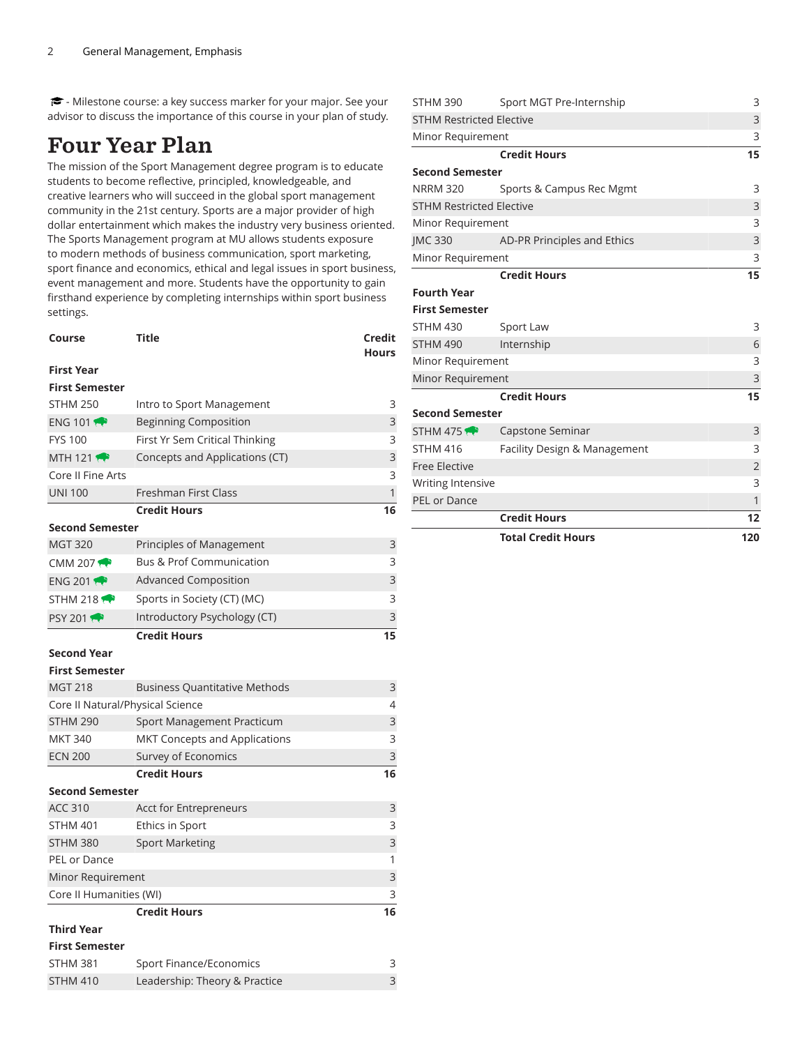🎓 - Milestone course: a key success marker for your major. See your advisor to discuss the importance of this course in your plan of study.

# Four Year Plan

The mission of the Sport Management degree program is to educate students to become reflective, principled, knowledgeable, and creative learners who will succeed in the global sport management community in the 21st century. Sports are a major provider of high dollar entertainment which makes the industry very business oriented. The Sports Management program at MU allows students exposure to modern methods of business communication, sport marketing, sport finance and economics, ethical and legal issues in sport business, event management and more. Students have the opportunity to gain firsthand experience by completing internships within sport business settings.

| Course | Title | Credit Hours |
|---|---|---|
| **First Year** | | |
| **First Semester** | | |
| STHM 250 | Intro to Sport Management | 3 |
| ENG 101 | Beginning Composition | 3 |
| FYS 100 | First Yr Sem Critical Thinking | 3 |
| MTH 121 | Concepts and Applications (CT) | 3 |
| Core II Fine Arts | | 3 |
| UNI 100 | Freshman First Class | 1 |
| | **Credit Hours** | **16** |
| **Second Semester** | | |
| MGT 320 | Principles of Management | 3 |
| CMM 207 | Bus & Prof Communication | 3 |
| ENG 201 | Advanced Composition | 3 |
| STHM 218 | Sports in Society (CT) (MC) | 3 |
| PSY 201 | Introductory Psychology (CT) | 3 |
| | **Credit Hours** | **15** |
| **Second Year** | | |
| **First Semester** | | |
| MGT 218 | Business Quantitative Methods | 3 |
| Core II Natural/Physical Science | | 4 |
| STHM 290 | Sport Management Practicum | 3 |
| MKT 340 | MKT Concepts and Applications | 3 |
| ECN 200 | Survey of Economics | 3 |
| | **Credit Hours** | **16** |
| **Second Semester** | | |
| ACC 310 | Acct for Entrepreneurs | 3 |
| STHM 401 | Ethics in Sport | 3 |
| STHM 380 | Sport Marketing | 3 |
| PEL or Dance | | 1 |
| Minor Requirement | | 3 |
| Core II Humanities (WI) | | 3 |
| | **Credit Hours** | **16** |
| **Third Year** | | |
| **First Semester** | | |
| STHM 381 | Sport Finance/Economics | 3 |
| STHM 410 | Leadership: Theory & Practice | 3 |
| STHM 390 | Sport MGT Pre-Internship | 3 |
| STHM Restricted Elective | | 3 |
| Minor Requirement | | 3 |
| | **Credit Hours** | **15** |
| **Second Semester** | | |
| NRRM 320 | Sports & Campus Rec Mgmt | 3 |
| STHM Restricted Elective | | 3 |
| Minor Requirement | | 3 |
| JMC 330 | AD-PR Principles and Ethics | 3 |
| Minor Requirement | | 3 |
| | **Credit Hours** | **15** |
| **Fourth Year** | | |
| **First Semester** | | |
| STHM 430 | Sport Law | 3 |
| STHM 490 | Internship | 6 |
| Minor Requirement | | 3 |
| Minor Requirement | | 3 |
| | **Credit Hours** | **15** |
| **Second Semester** | | |
| STHM 475 | Capstone Seminar | 3 |
| STHM 416 | Facility Design & Management | 3 |
| Free Elective | | 2 |
| Writing Intensive | | 3 |
| PEL or Dance | | 1 |
| | **Credit Hours** | **12** |
| | **Total Credit Hours** | **120** |